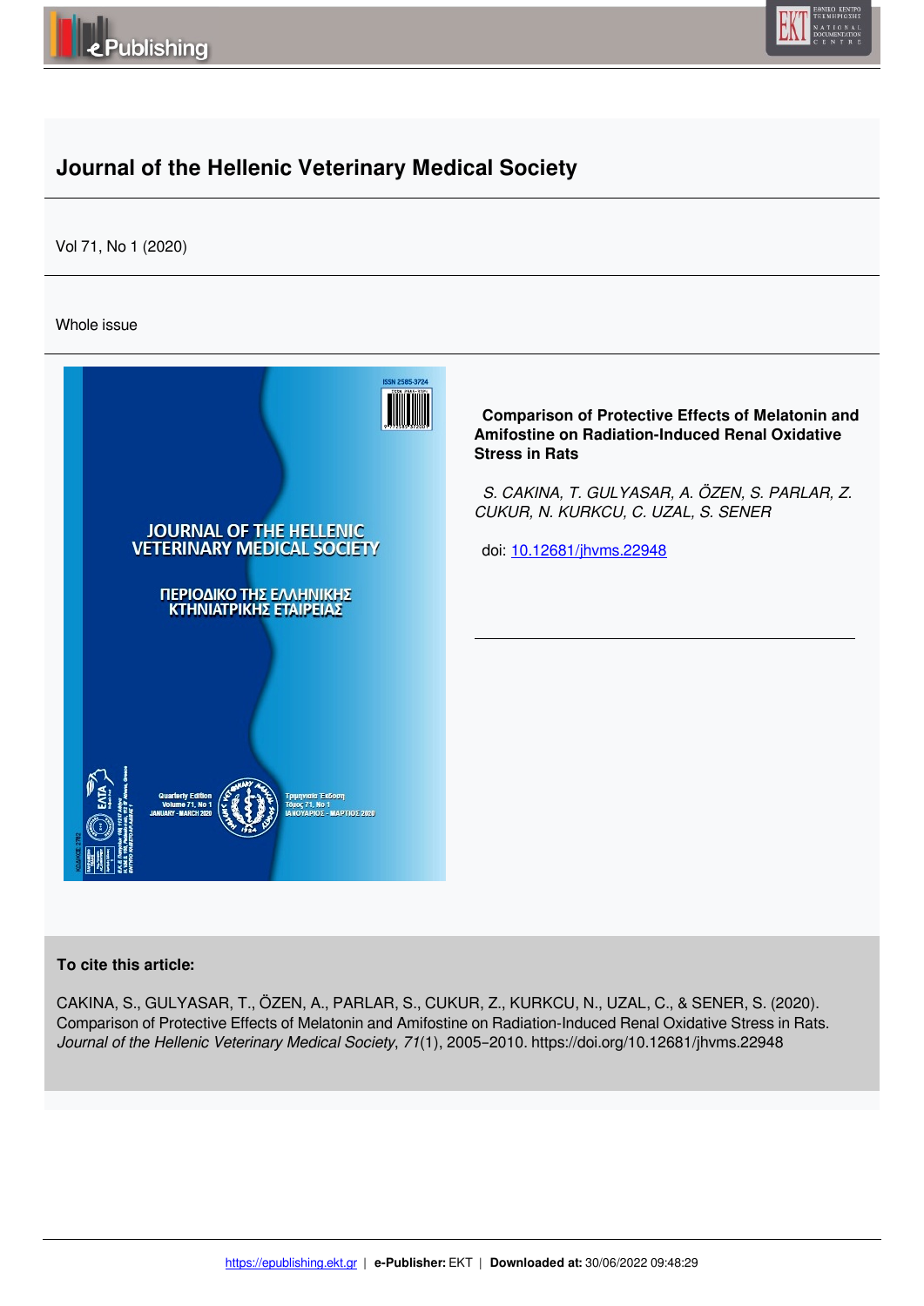# Journal of the Hellenic Veterinary Medical Society

Vol 71, No 1 (2020)

Whole issue

## Comparison of Protective Effects of Melatonin and Amifostine on Radiation-Induced Renal Oxidative Stress in Rats

*S. CAKINA, T. GULYASAR, A. ÖZEN, S. PARLAR, Z. CUKUR, N. KURKCU, C. UZAL, S. SENER*

doi: [10.12681/jhvms.22948](https://doi.org/10.12681/jhvms.22948)

**To cite this article:**

CAKINA, S., GULYASAR, T., ÖZEN, A., PARLAR, S., CUKUR, Z., KURKCU, N., UZAL, C., & SENER, S. (2020). Comparison of Protective Effects of Melatonin and Amifostine on Radiation-Induced Renal Oxidative Stress in Rats. *Journal of the Hellenic Veterinary Medical Society*, *71*(1), 2005–2010. https://doi.org/10.12681/jhvms.22948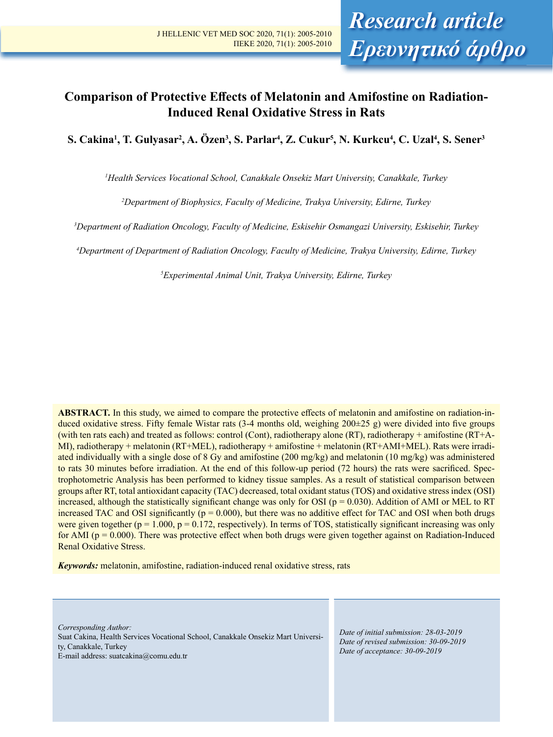# Comparison of Protective Effects of Melatonin and Amifostine on Radiation-Induced Renal Oxidative Stress in Rats

**S. Cakina[1], T. Gulyasar[2], A. Özen[3], S. Parlar[4], Z. Cukur[5], N. Kurkcu[4], C. Uzal[4], S. Sener[3]**

[1]*Health Services Vocational School, Canakkale Onsekiz Mart University, Canakkale, Turkey*

[2]*Department of Biophysics, Faculty of Medicine, Trakya University, Edirne, Turkey*

[3]*Department of Radiation Oncology, Faculty of Medicine, Eskisehir Osmangazi University, Eskisehir, Turkey*

[4]*Department of Department of Radiation Oncology, Faculty of Medicine, Trakya University, Edirne, Turkey*

[5]*Experimental Animal Unit, Trakya University, Edirne, Turkey*

**ABSTRACT.** In this study, we aimed to compare the protective effects of melatonin and amifostine on radiation-induced oxidative stress. Fifty female Wistar rats (3-4 months old, weighing 200±25 g) were divided into five groups (with ten rats each) and treated as follows: control (Cont), radiotherapy alone (RT), radiotherapy + amifostine (RT+AMI), radiotherapy + melatonin (RT+MEL), radiotherapy + amifostine + melatonin (RT+AMI+MEL). Rats were irradiated individually with a single dose of 8 Gy and amifostine (200 mg/kg) and melatonin (10 mg/kg) was administered to rats 30 minutes before irradiation. At the end of this follow-up period (72 hours) the rats were sacrificed. Spectrophotometric Analysis has been performed to kidney tissue samples. As a result of statistical comparison between groups after RT, total antioxidant capacity (TAC) decreased, total oxidant status (TOS) and oxidative stress index (OSI) increased, although the statistically significant change was only for OSI (p = 0.030). Addition of AMI or MEL to RT increased TAC and OSI significantly (p = 0.000), but there was no additive effect for TAC and OSI when both drugs were given together (p = 1.000, p = 0.172, respectively). In terms of TOS, statistically significant increasing was only for AMI (p = 0.000). There was protective effect when both drugs were given together against on Radiation-Induced Renal Oxidative Stress.

***Keywords:*** melatonin, amifostine, radiation-induced renal oxidative stress, rats

*Corresponding Author:*
Suat Cakina, Health Services Vocational School, Canakkale Onsekiz Mart University, Canakkale, Turkey
E-mail address: suatcakina@comu.edu.tr

*Date of initial submission: 28-03-2019*
*Date of revised submission: 30-09-2019*
*Date of acceptance: 30-09-2019*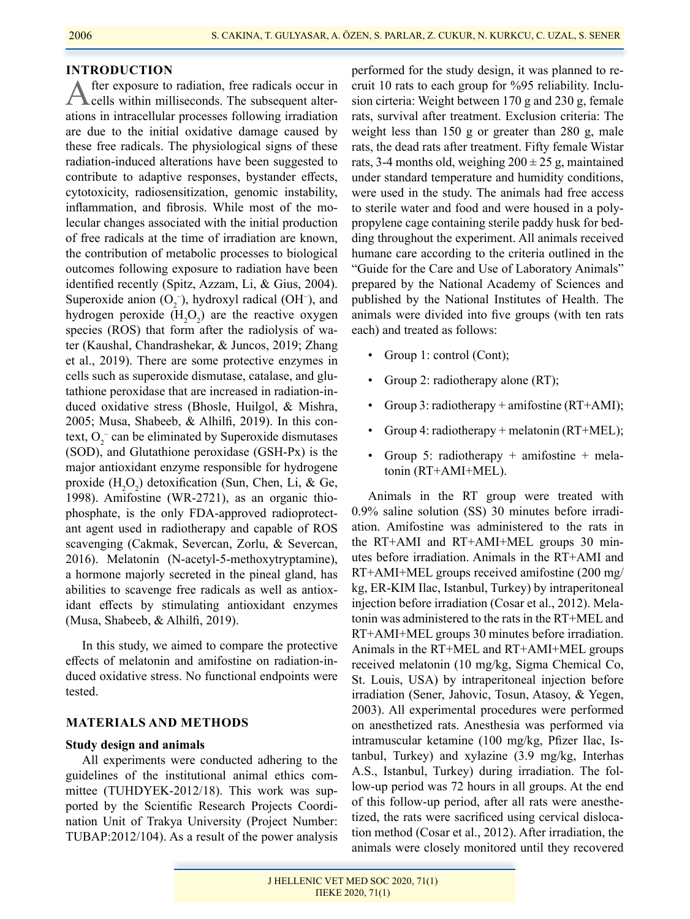## INTRODUCTION

After exposure to radiation, free radicals occur in cells within milliseconds. The subsequent alterations in intracellular processes following irradiation are due to the initial oxidative damage caused by these free radicals. The physiological signs of these radiation-induced alterations have been suggested to contribute to adaptive responses, bystander effects, cytotoxicity, radiosensitization, genomic instability, inflammation, and fibrosis. While most of the molecular changes associated with the initial production of free radicals at the time of irradiation are known, the contribution of metabolic processes to biological outcomes following exposure to radiation have been identified recently (Spitz, Azzam, Li, & Gius, 2004). Superoxide anion ($O_2^-$), hydroxyl radical ($OH^-$), and hydrogen peroxide ($H_2O_2$) are the reactive oxygen species (ROS) that form after the radiolysis of water (Kaushal, Chandrashekar, & Juncos, 2019; Zhang et al., 2019). There are some protective enzymes in cells such as superoxide dismutase, catalase, and glutathione peroxidase that are increased in radiation-induced oxidative stress (Bhosle, Huilgol, & Mishra, 2005; Musa, Shabeeb, & Alhilfi, 2019). In this context, $O_2^-$ can be eliminated by Superoxide dismutases (SOD), and Glutathione peroxidase (GSH-Px) is the major antioxidant enzyme responsible for hydrogene proxide ($H_2O_2$) detoxification (Sun, Chen, Li, & Ge, 1998). Amifostine (WR-2721), as an organic thiophosphate, is the only FDA-approved radioprotectant agent used in radiotherapy and capable of ROS scavenging (Cakmak, Severcan, Zorlu, & Severcan, 2016). Melatonin (N-acetyl-5-methoxytryptamine), a hormone majorly secreted in the pineal gland, has abilities to scavenge free radicals as well as antioxidant effects by stimulating antioxidant enzymes (Musa, Shabeeb, & Alhilfi, 2019).

In this study, we aimed to compare the protective effects of melatonin and amifostine on radiation-induced oxidative stress. No functional endpoints were tested.

## MATERIALS AND METHODS

### Study design and animals

All experiments were conducted adhering to the guidelines of the institutional animal ethics committee (TUHDYEK-2012/18). This work was supported by the Scientific Research Projects Coordination Unit of Trakya University (Project Number: TUBAP:2012/104). As a result of the power analysis performed for the study design, it was planned to recruit 10 rats to each group for %95 reliability. Inclusion cirteria: Weight between 170 g and 230 g, female rats, survival after treatment. Exclusion criteria: The weight less than 150 g or greater than 280 g, male rats, the dead rats after treatment. Fifty female Wistar rats, 3-4 months old, weighing $200 \pm 25$ g, maintained under standard temperature and humidity conditions, were used in the study. The animals had free access to sterile water and food and were housed in a polypropylene cage containing sterile paddy husk for bedding throughout the experiment. All animals received humane care according to the criteria outlined in the "Guide for the Care and Use of Laboratory Animals" prepared by the National Academy of Sciences and published by the National Institutes of Health. The animals were divided into five groups (with ten rats each) and treated as follows:

- Group 1: control (Cont);
- Group 2: radiotherapy alone (RT);
- Group 3: radiotherapy + amifostine (RT+AMI);
- Group 4: radiotherapy + melatonin (RT+MEL);
- Group 5: radiotherapy + amifostine + melatonin (RT+AMI+MEL).

Animals in the RT group were treated with 0.9% saline solution (SS) 30 minutes before irradiation. Amifostine was administered to the rats in the RT+AMI and RT+AMI+MEL groups 30 minutes before irradiation. Animals in the RT+AMI and RT+AMI+MEL groups received amifostine (200 mg/kg, ER-KIM Ilac, Istanbul, Turkey) by intraperitoneal injection before irradiation (Cosar et al., 2012). Melatonin was administered to the rats in the RT+MEL and RT+AMI+MEL groups 30 minutes before irradiation. Animals in the RT+MEL and RT+AMI+MEL groups received melatonin (10 mg/kg, Sigma Chemical Co, St. Louis, USA) by intraperitoneal injection before irradiation (Sener, Jahovic, Tosun, Atasoy, & Yegen, 2003). All experimental procedures were performed on anesthetized rats. Anesthesia was performed via intramuscular ketamine (100 mg/kg, Pfizer Ilac, Istanbul, Turkey) and xylazine (3.9 mg/kg, Interhas A.S., Istanbul, Turkey) during irradiation. The follow-up period was 72 hours in all groups. At the end of this follow-up period, after all rats were anesthetized, the rats were sacrificed using cervical dislocation method (Cosar et al., 2012). After irradiation, the animals were closely monitored until they recovered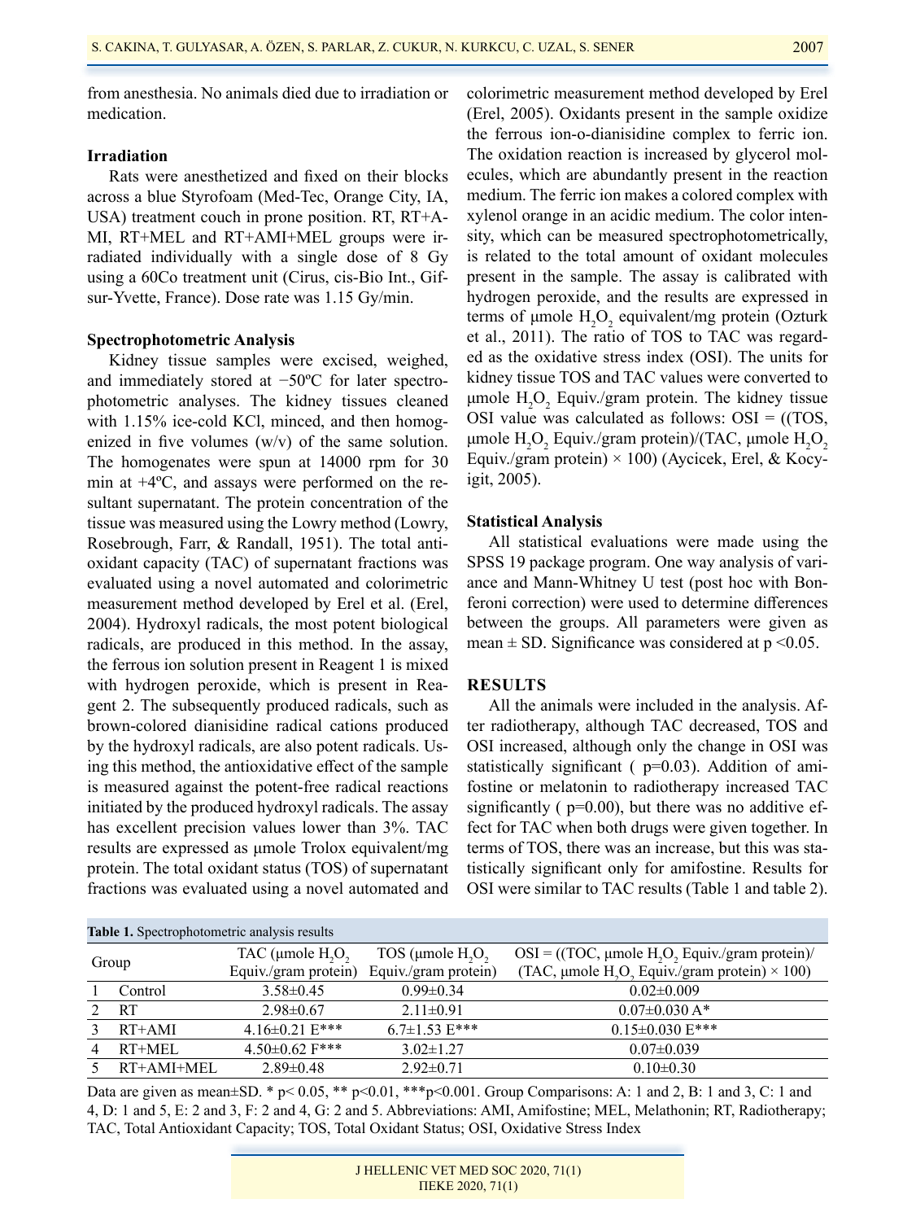from anesthesia. No animals died due to irradiation or medication.

### Irradiation

Rats were anesthetized and fixed on their blocks across a blue Styrofoam (Med-Tec, Orange City, IA, USA) treatment couch in prone position. RT, RT+AMI, RT+MEL and RT+AMI+MEL groups were irradiated individually with a single dose of 8 Gy using a 60Co treatment unit (Cirus, cis-Bio Int., Gif-sur-Yvette, France). Dose rate was 1.15 Gy/min.

### Spectrophotometric Analysis

Kidney tissue samples were excised, weighed, and immediately stored at −50ºC for later spectrophotometric analyses. The kidney tissues cleaned with 1.15% ice-cold KCl, minced, and then homogenized in five volumes (w/v) of the same solution. The homogenates were spun at 14000 rpm for 30 min at +4ºC, and assays were performed on the resultant supernatant. The protein concentration of the tissue was measured using the Lowry method (Lowry, Rosebrough, Farr, & Randall, 1951). The total antioxidant capacity (TAC) of supernatant fractions was evaluated using a novel automated and colorimetric measurement method developed by Erel et al. (Erel, 2004). Hydroxyl radicals, the most potent biological radicals, are produced in this method. In the assay, the ferrous ion solution present in Reagent 1 is mixed with hydrogen peroxide, which is present in Reagent 2. The subsequently produced radicals, such as brown-colored dianisidine radical cations produced by the hydroxyl radicals, are also potent radicals. Using this method, the antioxidative effect of the sample is measured against the potent-free radical reactions initiated by the produced hydroxyl radicals. The assay has excellent precision values lower than 3%. TAC results are expressed as μmole Trolox equivalent/mg protein. The total oxidant status (TOS) of supernatant fractions was evaluated using a novel automated and colorimetric measurement method developed by Erel (Erel, 2005). Oxidants present in the sample oxidize the ferrous ion-o-dianisidine complex to ferric ion. The oxidation reaction is increased by glycerol molecules, which are abundantly present in the reaction medium. The ferric ion makes a colored complex with xylenol orange in an acidic medium. The color intensity, which can be measured spectrophotometrically, is related to the total amount of oxidant molecules present in the sample. The assay is calibrated with hydrogen peroxide, and the results are expressed in terms of μmole $H_2O_2$ equivalent/mg protein (Ozturk et al., 2011). The ratio of TOS to TAC was regarded as the oxidative stress index (OSI). The units for kidney tissue TOS and TAC values were converted to μmole $H_2O_2$ Equiv./gram protein. The kidney tissue OSI value was calculated as follows: OSI = ((TOS, μmole $H_2O_2$ Equiv./gram protein)/(TAC, μmole $H_2O_2$ Equiv./gram protein) × 100) (Aycicek, Erel, & Kocyigit, 2005).

### Statistical Analysis

All statistical evaluations were made using the SPSS 19 package program. One way analysis of variance and Mann-Whitney U test (post hoc with Bonferoni correction) were used to determine differences between the groups. All parameters were given as mean ± SD. Significance was considered at $p < 0.05$.

## RESULTS

All the animals were included in the analysis. After radiotherapy, although TAC decreased, TOS and OSI increased, although only the change in OSI was statistically significant ( p=0.03). Addition of amifostine or melatonin to radiotherapy increased TAC significantly ( p=0.00), but there was no additive effect for TAC when both drugs were given together. In terms of TOS, there was an increase, but this was statistically significant only for amifostine. Results for OSI were similar to TAC results (Table 1 and table 2).

**Table 1.** Spectrophotometric analysis results

| Group | | TAC (μmole $H_2O_2$ Equiv./gram protein) | TOS (μmole $H_2O_2$ Equiv./gram protein) | OSI = ((TOC, μmole $H_2O_2$ Equiv./gram protein)/(TAC, μmole $H_2O_2$ Equiv./gram protein) × 100) |
|---|---|---|---|---|
| 1 | Control | 3.58±0.45 | 0.99±0.34 | 0.02±0.009 |
| 2 | RT | 2.98±0.67 | 2.11±0.91 | 0.07±0.030 A* |
| 3 | RT+AMI | 4.16±0.21 E*** | 6.7±1.53 E*** | 0.15±0.030 E*** |
| 4 | RT+MEL | 4.50±0.62 F*** | 3.02±1.27 | 0.07±0.039 |
| 5 | RT+AMI+MEL | 2.89±0.48 | 2.92±0.71 | 0.10±0.30 |

Data are given as mean±SD. * p< 0.05, ** p<0.01, ***p<0.001. Group Comparisons: A: 1 and 2, B: 1 and 3, C: 1 and 4, D: 1 and 5, E: 2 and 3, F: 2 and 4, G: 2 and 5. Abbreviations: AMI, Amifostine; MEL, Melathonin; RT, Radiotherapy; TAC, Total Antioxidant Capacity; TOS, Total Oxidant Status; OSI, Oxidative Stress Index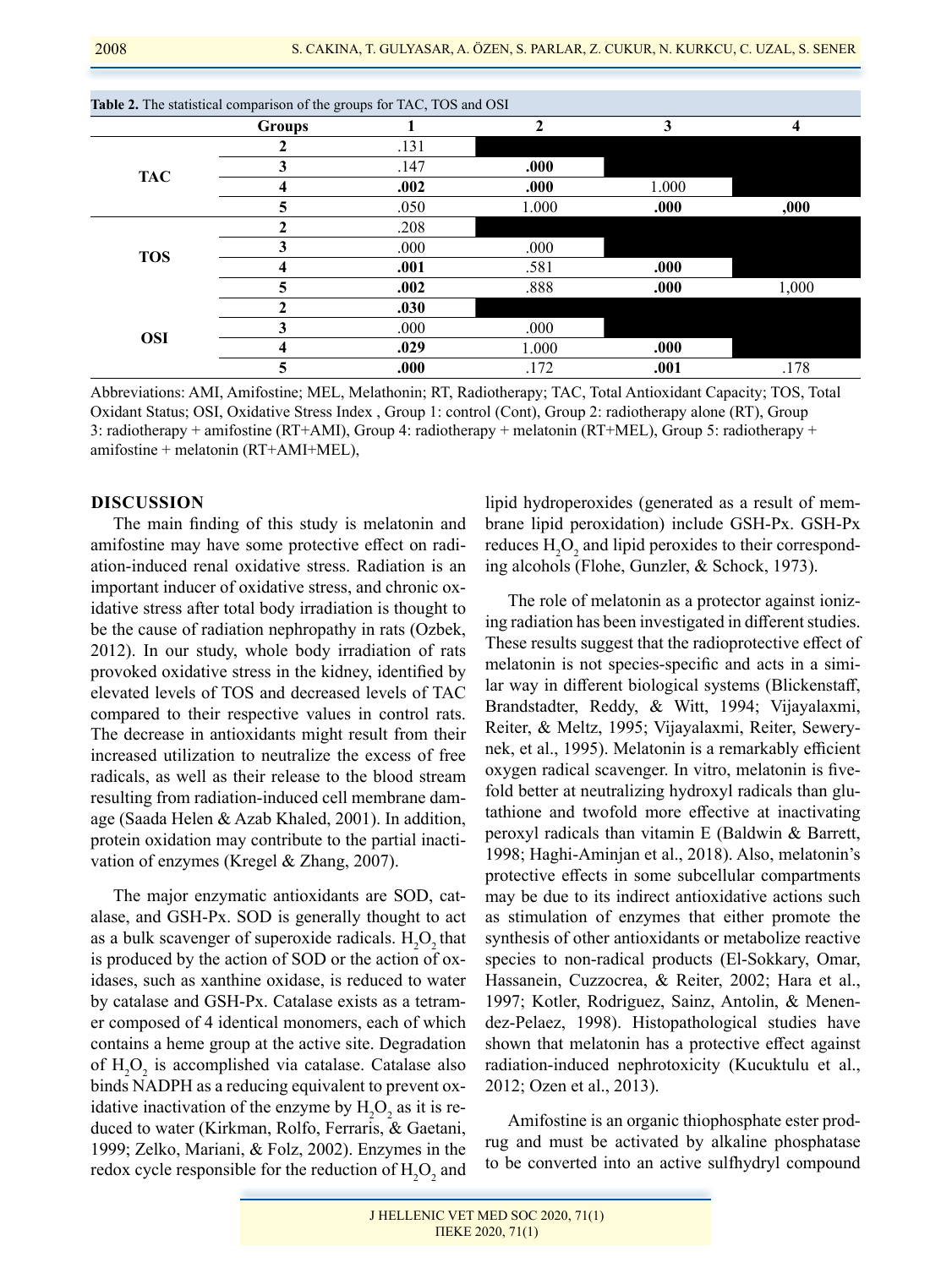**Table 2.** The statistical comparison of the groups for TAC, TOS and OSI

| | Groups | 1 | 2 | 3 | 4 |
|---|---|---|---|---|---|
| TAC | 2 | .131 | | | |
| | 3 | .147 | **.000** | | |
| | 4 | **.002** | **.000** | 1.000 | |
| | 5 | .050 | 1.000 | **.000** | **,000** |
| TOS | 2 | .208 | | | |
| | 3 | .000 | .000 | | |
| | 4 | **.001** | .581 | **.000** | |
| | 5 | **.002** | .888 | **.000** | 1,000 |
| OSI | 2 | **.030** | | | |
| | 3 | .000 | .000 | | |
| | 4 | **.029** | 1.000 | **.000** | |
| | 5 | **.000** | .172 | **.001** | .178 |

Abbreviations: AMI, Amifostine; MEL, Melathonin; RT, Radiotherapy; TAC, Total Antioxidant Capacity; TOS, Total Oxidant Status; OSI, Oxidative Stress Index , Group 1: control (Cont), Group 2: radiotherapy alone (RT), Group 3: radiotherapy + amifostine (RT+AMI), Group 4: radiotherapy + melatonin (RT+MEL), Group 5: radiotherapy + amifostine + melatonin (RT+AMI+MEL),

## DISCUSSION

The main finding of this study is melatonin and amifostine may have some protective effect on radiation-induced renal oxidative stress. Radiation is an important inducer of oxidative stress, and chronic oxidative stress after total body irradiation is thought to be the cause of radiation nephropathy in rats (Ozbek, 2012). In our study, whole body irradiation of rats provoked oxidative stress in the kidney, identified by elevated levels of TOS and decreased levels of TAC compared to their respective values in control rats. The decrease in antioxidants might result from their increased utilization to neutralize the excess of free radicals, as well as their release to the blood stream resulting from radiation-induced cell membrane damage (Saada Helen & Azab Khaled, 2001). In addition, protein oxidation may contribute to the partial inactivation of enzymes (Kregel & Zhang, 2007).

The major enzymatic antioxidants are SOD, catalase, and GSH-Px. SOD is generally thought to act as a bulk scavenger of superoxide radicals. $H_2O_2$ that is produced by the action of SOD or the action of oxidases, such as xanthine oxidase, is reduced to water by catalase and GSH-Px. Catalase exists as a tetramer composed of 4 identical monomers, each of which contains a heme group at the active site. Degradation of $H_2O_2$ is accomplished via catalase. Catalase also binds NADPH as a reducing equivalent to prevent oxidative inactivation of the enzyme by $H_2O_2$ as it is reduced to water (Kirkman, Rolfo, Ferraris, & Gaetani, 1999; Zelko, Mariani, & Folz, 2002). Enzymes in the redox cycle responsible for the reduction of $H_2O_2$ and lipid hydroperoxides (generated as a result of membrane lipid peroxidation) include GSH-Px. GSH-Px reduces $H_2O_2$ and lipid peroxides to their corresponding alcohols (Flohe, Gunzler, & Schock, 1973).

The role of melatonin as a protector against ionizing radiation has been investigated in different studies. These results suggest that the radioprotective effect of melatonin is not species-specific and acts in a similar way in different biological systems (Blickenstaff, Brandstadter, Reddy, & Witt, 1994; Vijayalaxmi, Reiter, & Meltz, 1995; Vijayalaxmi, Reiter, Sewerynek, et al., 1995). Melatonin is a remarkably efficient oxygen radical scavenger. In vitro, melatonin is fivefold better at neutralizing hydroxyl radicals than glutathione and twofold more effective at inactivating peroxyl radicals than vitamin E (Baldwin & Barrett, 1998; Haghi-Aminjan et al., 2018). Also, melatonin's protective effects in some subcellular compartments may be due to its indirect antioxidative actions such as stimulation of enzymes that either promote the synthesis of other antioxidants or metabolize reactive species to non-radical products (El-Sokkary, Omar, Hassanein, Cuzzocrea, & Reiter, 2002; Hara et al., 1997; Kotler, Rodriguez, Sainz, Antolin, & Menendez-Pelaez, 1998). Histopathological studies have shown that melatonin has a protective effect against radiation-induced nephrotoxicity (Kucuktulu et al., 2012; Ozen et al., 2013).

Amifostine is an organic thiophosphate ester prodrug and must be activated by alkaline phosphatase to be converted into an active sulfhydryl compound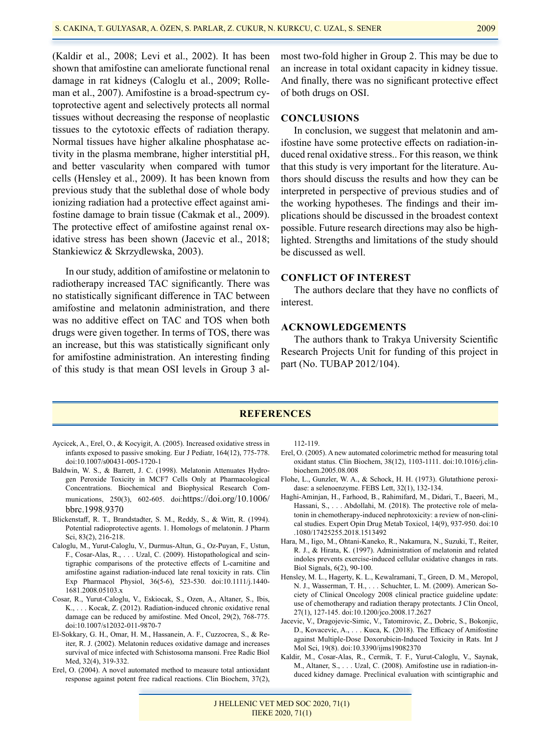(Kaldir et al., 2008; Levi et al., 2002). It has been shown that amifostine can ameliorate functional renal damage in rat kidneys (Caloglu et al., 2009; Rolleman et al., 2007). Amifostine is a broad-spectrum cytoprotective agent and selectively protects all normal tissues without decreasing the response of neoplastic tissues to the cytotoxic effects of radiation therapy. Normal tissues have higher alkaline phosphatase activity in the plasma membrane, higher interstitial pH, and better vascularity when compared with tumor cells (Hensley et al., 2009). It has been known from previous study that the sublethal dose of whole body ionizing radiation had a protective effect against amifostine damage to brain tissue (Cakmak et al., 2009). The protective effect of amifostine against renal oxidative stress has been shown (Jacevic et al., 2018; Stankiewicz & Skrzydlewska, 2003).

In our study, addition of amifostine or melatonin to radiotherapy increased TAC significantly. There was no statistically significant difference in TAC between amifostine and melatonin administration, and there was no additive effect on TAC and TOS when both drugs were given together. In terms of TOS, there was an increase, but this was statistically significant only for amifostine administration. An interesting finding of this study is that mean OSI levels in Group 3 almost two-fold higher in Group 2. This may be due to an increase in total oxidant capacity in kidney tissue. And finally, there was no significant protective effect of both drugs on OSI.

## CONCLUSIONS

In conclusion, we suggest that melatonin and amifostine have some protective effects on radiation-induced renal oxidative stress.. For this reason, we think that this study is very important for the literature. Authors should discuss the results and how they can be interpreted in perspective of previous studies and of the working hypotheses. The findings and their implications should be discussed in the broadest context possible. Future research directions may also be highlighted. Strengths and limitations of the study should be discussed as well.

## CONFLICT OF INTEREST

The authors declare that they have no conflicts of interest.

## ACKNOWLEDGEMENTS

The authors thank to Trakya University Scientific Research Projects Unit for funding of this project in part (No. TUBAP 2012/104).

## REFERENCES

Aycicek, A., Erel, O., & Kocyigit, A. (2005). Increased oxidative stress in infants exposed to passive smoking. Eur J Pediatr, 164(12), 775-778. doi:10.1007/s00431-005-1720-1

Baldwin, W. S., & Barrett, J. C. (1998). Melatonin Attenuates Hydrogen Peroxide Toxicity in MCF7 Cells Only at Pharmacological Concentrations. Biochemical and Biophysical Research Communications, 250(3), 602-605. doi:https://doi.org/10.1006/bbrc.1998.9370

Blickenstaff, R. T., Brandstadter, S. M., Reddy, S., & Witt, R. (1994). Potential radioprotective agents. 1. Homologs of melatonin. J Pharm Sci, 83(2), 216-218.

Caloglu, M., Yurut-Caloglu, V., Durmus-Altun, G., Oz-Puyan, F., Ustun, F., Cosar-Alas, R., . . . Uzal, C. (2009). Histopathological and scintigraphic comparisons of the protective effects of L-carnitine and amifostine against radiation-induced late renal toxicity in rats. Clin Exp Pharmacol Physiol, 36(5-6), 523-530. doi:10.1111/j.1440-1681.2008.05103.x

Cosar, R., Yurut-Caloglu, V., Eskiocak, S., Ozen, A., Altaner, S., Ibis, K., . . . Kocak, Z. (2012). Radiation-induced chronic oxidative renal damage can be reduced by amifostine. Med Oncol, 29(2), 768-775. doi:10.1007/s12032-011-9870-7

El-Sokkary, G. H., Omar, H. M., Hassanein, A. F., Cuzzocrea, S., & Reiter, R. J. (2002). Melatonin reduces oxidative damage and increases survival of mice infected with Schistosoma mansoni. Free Radic Biol Med, 32(4), 319-332.

Erel, O. (2004). A novel automated method to measure total antioxidant response against potent free radical reactions. Clin Biochem, 37(2), 112-119.

Erel, O. (2005). A new automated colorimetric method for measuring total oxidant status. Clin Biochem, 38(12), 1103-1111. doi:10.1016/j.clinbiochem.2005.08.008

Flohe, L., Gunzler, W. A., & Schock, H. H. (1973). Glutathione peroxidase: a selenoenzyme. FEBS Lett, 32(1), 132-134.

Haghi-Aminjan, H., Farhood, B., Rahimifard, M., Didari, T., Baeeri, M., Hassani, S., . . . Abdollahi, M. (2018). The protective role of melatonin in chemotherapy-induced nephrotoxicity: a review of non-clinical studies. Expert Opin Drug Metab Toxicol, 14(9), 937-950. doi:10.1080/17425255.2018.1513492

Hara, M., Iigo, M., Ohtani-Kaneko, R., Nakamura, N., Suzuki, T., Reiter, R. J., & Hirata, K. (1997). Administration of melatonin and related indoles prevents exercise-induced cellular oxidative changes in rats. Biol Signals, 6(2), 90-100.

Hensley, M. L., Hagerty, K. L., Kewalramani, T., Green, D. M., Meropol, N. J., Wasserman, T. H., . . . Schuchter, L. M. (2009). American Society of Clinical Oncology 2008 clinical practice guideline update: use of chemotherapy and radiation therapy protectants. J Clin Oncol, 27(1), 127-145. doi:10.1200/jco.2008.17.2627

Jacevic, V., Dragojevic-Simic, V., Tatomirovic, Z., Dobric, S., Bokonjic, D., Kovacevic, A., . . . Kuca, K. (2018). The Efficacy of Amifostine against Multiple-Dose Doxorubicin-Induced Toxicity in Rats. Int J Mol Sci, 19(8). doi:10.3390/ijms19082370

Kaldir, M., Cosar-Alas, R., Cermik, T. F., Yurut-Caloglu, V., Saynak, M., Altaner, S., . . . Uzal, C. (2008). Amifostine use in radiation-induced kidney damage. Preclinical evaluation with scintigraphic and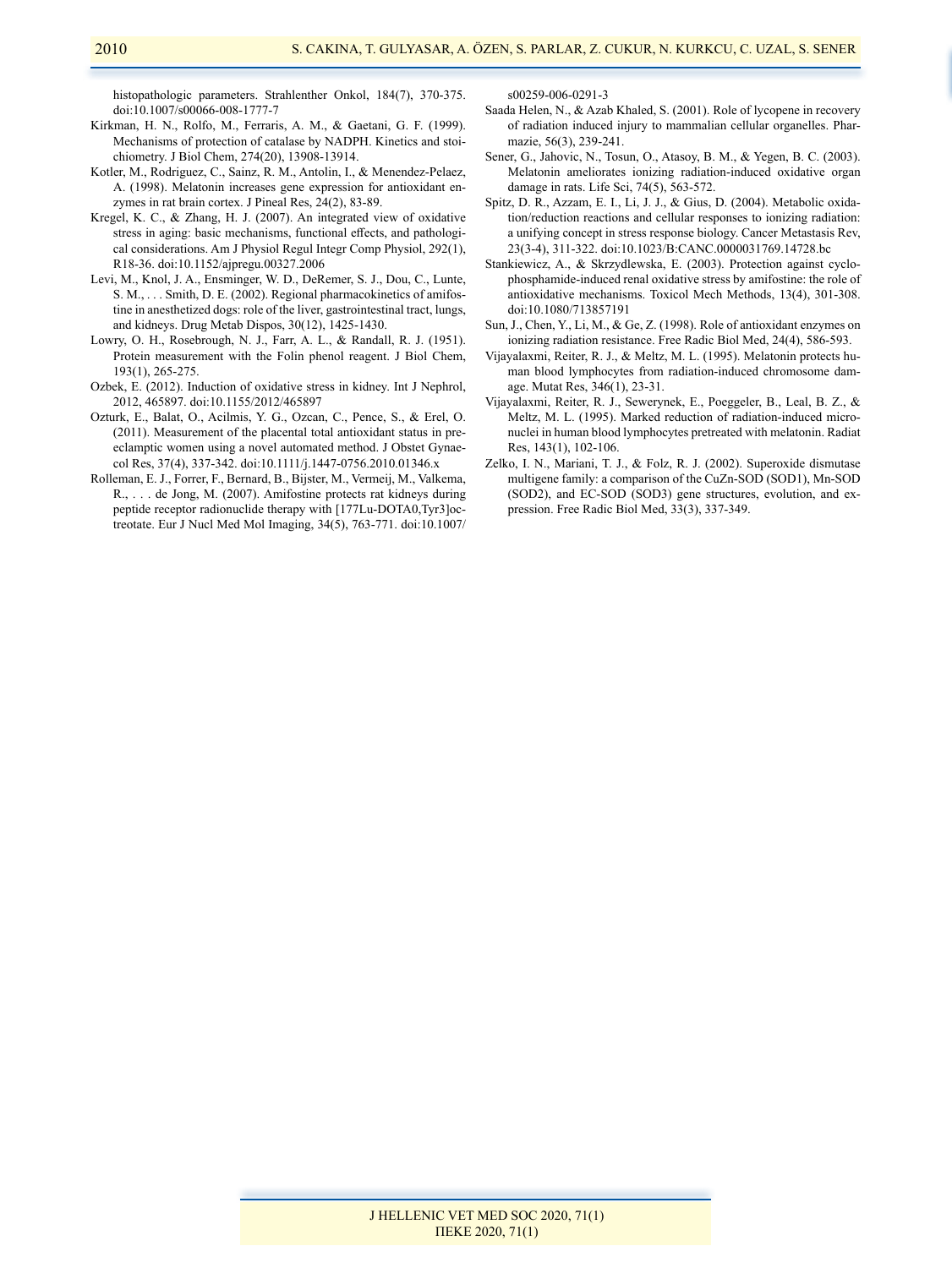histopathologic parameters. Strahlenther Onkol, 184(7), 370-375. doi:10.1007/s00066-008-1777-7

Kirkman, H. N., Rolfo, M., Ferraris, A. M., & Gaetani, G. F. (1999). Mechanisms of protection of catalase by NADPH. Kinetics and stoichiometry. J Biol Chem, 274(20), 13908-13914.

Kotler, M., Rodriguez, C., Sainz, R. M., Antolin, I., & Menendez-Pelaez, A. (1998). Melatonin increases gene expression for antioxidant enzymes in rat brain cortex. J Pineal Res, 24(2), 83-89.

Kregel, K. C., & Zhang, H. J. (2007). An integrated view of oxidative stress in aging: basic mechanisms, functional effects, and pathological considerations. Am J Physiol Regul Integr Comp Physiol, 292(1), R18-36. doi:10.1152/ajpregu.00327.2006

Levi, M., Knol, J. A., Ensminger, W. D., DeRemer, S. J., Dou, C., Lunte, S. M., . . . Smith, D. E. (2002). Regional pharmacokinetics of amifostine in anesthetized dogs: role of the liver, gastrointestinal tract, lungs, and kidneys. Drug Metab Dispos, 30(12), 1425-1430.

Lowry, O. H., Rosebrough, N. J., Farr, A. L., & Randall, R. J. (1951). Protein measurement with the Folin phenol reagent. J Biol Chem, 193(1), 265-275.

Ozbek, E. (2012). Induction of oxidative stress in kidney. Int J Nephrol, 2012, 465897. doi:10.1155/2012/465897

Ozturk, E., Balat, O., Acilmis, Y. G., Ozcan, C., Pence, S., & Erel, O. (2011). Measurement of the placental total antioxidant status in preeclamptic women using a novel automated method. J Obstet Gynaecol Res, 37(4), 337-342. doi:10.1111/j.1447-0756.2010.01346.x

Rolleman, E. J., Forrer, F., Bernard, B., Bijster, M., Vermeij, M., Valkema, R., . . . de Jong, M. (2007). Amifostine protects rat kidneys during peptide receptor radionuclide therapy with [177Lu-DOTA0,Tyr3]octreotate. Eur J Nucl Med Mol Imaging, 34(5), 763-771. doi:10.1007/s00259-006-0291-3

Saada Helen, N., & Azab Khaled, S. (2001). Role of lycopene in recovery of radiation induced injury to mammalian cellular organelles. Pharmazie, 56(3), 239-241.

Sener, G., Jahovic, N., Tosun, O., Atasoy, B. M., & Yegen, B. C. (2003). Melatonin ameliorates ionizing radiation-induced oxidative organ damage in rats. Life Sci, 74(5), 563-572.

Spitz, D. R., Azzam, E. I., Li, J. J., & Gius, D. (2004). Metabolic oxidation/reduction reactions and cellular responses to ionizing radiation: a unifying concept in stress response biology. Cancer Metastasis Rev, 23(3-4), 311-322. doi:10.1023/B:CANC.0000031769.14728.bc

Stankiewicz, A., & Skrzydlewska, E. (2003). Protection against cyclophosphamide-induced renal oxidative stress by amifostine: the role of antioxidative mechanisms. Toxicol Mech Methods, 13(4), 301-308. doi:10.1080/713857191

Sun, J., Chen, Y., Li, M., & Ge, Z. (1998). Role of antioxidant enzymes on ionizing radiation resistance. Free Radic Biol Med, 24(4), 586-593.

Vijayalaxmi, Reiter, R. J., & Meltz, M. L. (1995). Melatonin protects human blood lymphocytes from radiation-induced chromosome damage. Mutat Res, 346(1), 23-31.

Vijayalaxmi, Reiter, R. J., Sewerynek, E., Poeggeler, B., Leal, B. Z., & Meltz, M. L. (1995). Marked reduction of radiation-induced micronuclei in human blood lymphocytes pretreated with melatonin. Radiat Res, 143(1), 102-106.

Zelko, I. N., Mariani, T. J., & Folz, R. J. (2002). Superoxide dismutase multigene family: a comparison of the CuZn-SOD (SOD1), Mn-SOD (SOD2), and EC-SOD (SOD3) gene structures, evolution, and expression. Free Radic Biol Med, 33(3), 337-349.